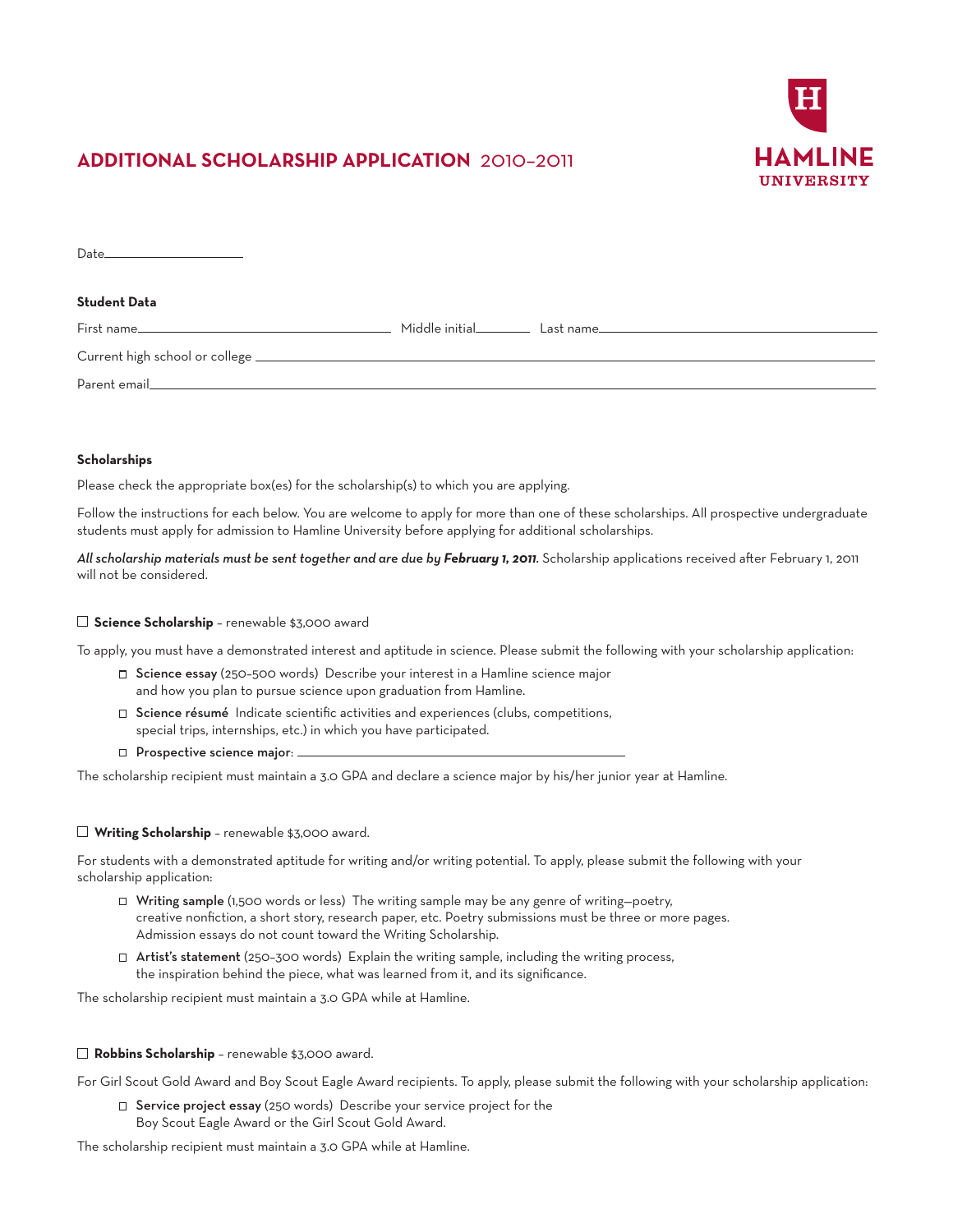# ADDITIONAL SCHOLARSHIP APPLICATION 2010–2011

HAMLINE UNIVERSITY

Date\_\_\_\_\_\_\_\_\_\_\_\_\_\_\_\_\_\_\_\_

**Student Data**

First name\_\_\_\_\_\_\_\_\_\_\_\_\_\_\_\_\_\_\_\_\_\_\_\_\_\_\_\_\_\_\_\_\_\_\_\_ Middle initial\_\_\_\_\_\_\_\_ Last name\_\_\_\_\_\_\_\_\_\_\_\_\_\_\_\_\_\_\_\_\_\_\_\_\_\_\_\_\_\_\_\_\_\_\_\_\_\_

Current high school or college \_\_\_\_\_\_\_\_\_\_\_\_\_\_\_\_\_\_\_\_\_\_\_\_\_\_\_\_\_\_\_\_\_\_\_\_\_\_\_\_\_\_\_\_\_\_\_\_\_\_\_\_\_\_\_\_\_\_\_\_\_\_\_\_\_\_\_\_\_\_\_\_

Parent email\_\_\_\_\_\_\_\_\_\_\_\_\_\_\_\_\_\_\_\_\_\_\_\_\_\_\_\_\_\_\_\_\_\_\_\_\_\_\_\_\_\_\_\_\_\_\_\_\_\_\_\_\_\_\_\_\_\_\_\_\_\_\_\_\_\_\_\_\_\_\_\_\_\_\_\_\_\_\_\_\_\_\_\_

**Scholarships**

Please check the appropriate box(es) for the scholarship(s) to which you are applying.

Follow the instructions for each below. You are welcome to apply for more than one of these scholarships. All prospective undergraduate students must apply for admission to Hamline University before applying for additional scholarships.

*All scholarship materials must be sent together and are due by **February 1, 2011**.* Scholarship applications received after February 1, 2011 will not be considered.

☐ **Science Scholarship** – renewable $3,000 award

To apply, you must have a demonstrated interest and aptitude in science. Please submit the following with your scholarship application:

- ☐ **Science essay** (250–500 words) Describe your interest in a Hamline science major and how you plan to pursue science upon graduation from Hamline.
- ☐ **Science résumé** Indicate scientific activities and experiences (clubs, competitions, special trips, internships, etc.) in which you have participated.
- ☐ **Prospective science major**: \_\_\_\_\_\_\_\_\_\_\_\_\_\_\_\_\_\_\_\_\_\_\_\_\_\_\_\_\_\_\_\_\_\_\_\_\_\_\_\_

The scholarship recipient must maintain a 3.0 GPA and declare a science major by his/her junior year at Hamline.

☐ **Writing Scholarship** – renewable $3,000 award.

For students with a demonstrated aptitude for writing and/or writing potential. To apply, please submit the following with your scholarship application:

- ☐ **Writing sample** (1,500 words or less) The writing sample may be any genre of writing—poetry, creative nonfiction, a short story, research paper, etc. Poetry submissions must be three or more pages. Admission essays do not count toward the Writing Scholarship.
- ☐ **Artist's statement** (250–300 words) Explain the writing sample, including the writing process, the inspiration behind the piece, what was learned from it, and its significance.

The scholarship recipient must maintain a 3.0 GPA while at Hamline.

☐ **Robbins Scholarship** – renewable $3,000 award.

For Girl Scout Gold Award and Boy Scout Eagle Award recipients. To apply, please submit the following with your scholarship application:

- ☐ **Service project essay** (250 words) Describe your service project for the Boy Scout Eagle Award or the Girl Scout Gold Award.

The scholarship recipient must maintain a 3.0 GPA while at Hamline.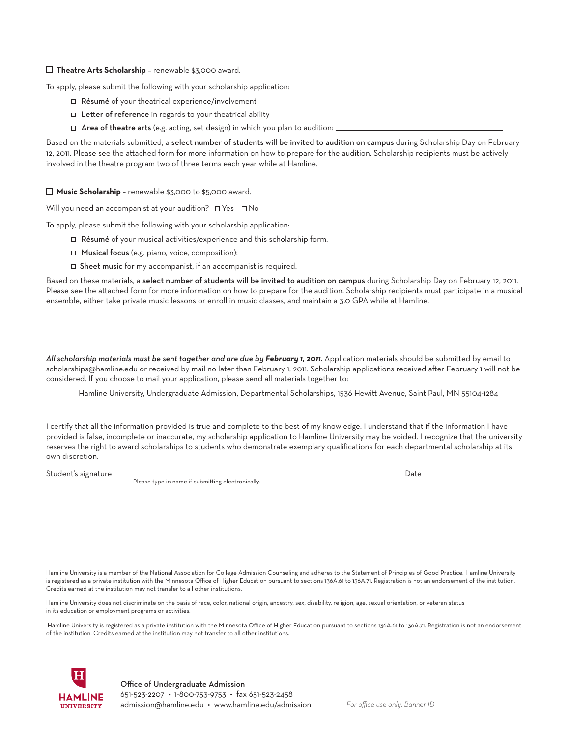☐ **Theatre Arts Scholarship** – renewable $3,000 award.

To apply, please submit the following with your scholarship application:

- ☐ **Résumé** of your theatrical experience/involvement
- ☐ **Letter of reference** in regards to your theatrical ability
- ☐ **Area of theatre arts** (e.g. acting, set design) in which you plan to audition: ______________________________

Based on the materials submitted, a **select number of students will be invited to audition on campus** during Scholarship Day on February 12, 2011. Please see the attached form for more information on how to prepare for the audition. Scholarship recipients must be actively involved in the theatre program two of three terms each year while at Hamline.

☐ **Music Scholarship** – renewable $3,000 to $5,000 award.

Will you need an accompanist at your audition? ☐ Yes ☐ No

To apply, please submit the following with your scholarship application:

- ☐ **Résumé** of your musical activities/experience and this scholarship form.
- ☐ **Musical focus** (e.g. piano, voice, composition): ______________________________
- ☐ **Sheet music** for my accompanist, if an accompanist is required.

Based on these materials, a **select number of students will be invited to audition on campus** during Scholarship Day on February 12, 2011. Please see the attached form for more information on how to prepare for the audition. Scholarship recipients must participate in a musical ensemble, either take private music lessons or enroll in music classes, and maintain a 3.0 GPA while at Hamline.

*All scholarship materials must be sent together and are due by* ***February 1, 2011.*** Application materials should be submitted by email to scholarships@hamline.edu or received by mail no later than February 1, 2011. Scholarship applications received after February 1 will not be considered. If you choose to mail your application, please send all materials together to:

Hamline University, Undergraduate Admission, Departmental Scholarships, 1536 Hewitt Avenue, Saint Paul, MN 55104-1284

I certify that all the information provided is true and complete to the best of my knowledge. I understand that if the information I have provided is false, incomplete or inaccurate, my scholarship application to Hamline University may be voided. I recognize that the university reserves the right to award scholarships to students who demonstrate exemplary qualifications for each departmental scholarship at its own discretion.

Student's signature______________________________ Date______________

Please type in name if submitting electronically.

Hamline University is a member of the National Association for College Admission Counseling and adheres to the Statement of Principles of Good Practice. Hamline University is registered as a private institution with the Minnesota Office of Higher Education pursuant to sections 136A.61 to 136A.71. Registration is not an endorsement of the institution. Credits earned at the institution may not transfer to all other institutions.

Hamline University does not discriminate on the basis of race, color, national origin, ancestry, sex, disability, religion, age, sexual orientation, or veteran status in its education or employment programs or activities.

Hamline University is registered as a private institution with the Minnesota Office of Higher Education pursuant to sections 136A.61 to 136A.71. Registration is not an endorsement of the institution. Credits earned at the institution may not transfer to all other institutions.

HAMLINE UNIVERSITY

Office of Undergraduate Admission
651-523-2207 • 1-800-753-9753 • fax 651-523-2458
admission@hamline.edu • www.hamline.edu/admission

*For office use only. Banner ID*______________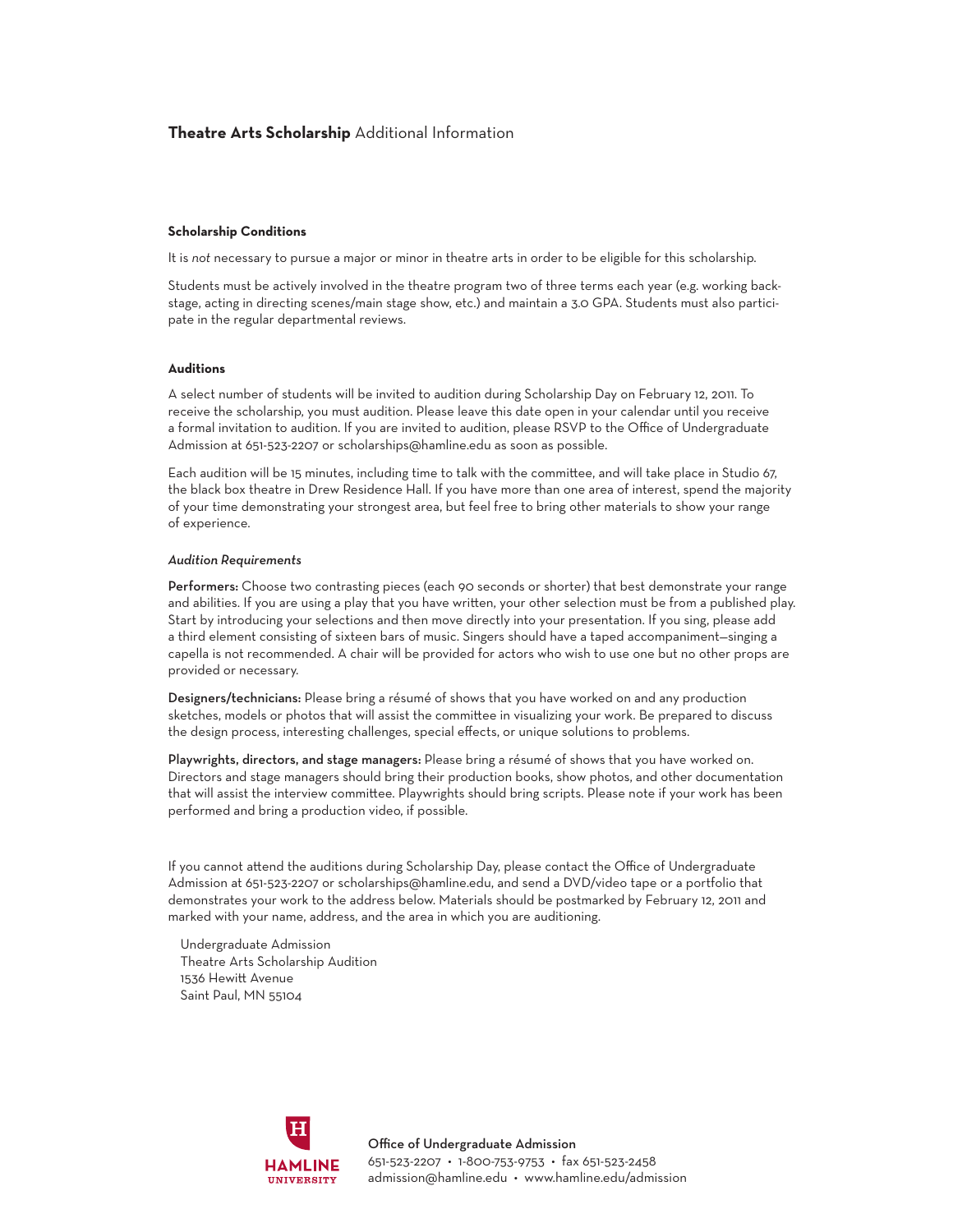# **Theatre Arts Scholarship** Additional Information

### Scholarship Conditions

It is *not* necessary to pursue a major or minor in theatre arts in order to be eligible for this scholarship.

Students must be actively involved in the theatre program two of three terms each year (e.g. working backstage, acting in directing scenes/main stage show, etc.) and maintain a 3.0 GPA. Students must also participate in the regular departmental reviews.

### Auditions

A select number of students will be invited to audition during Scholarship Day on February 12, 2011. To receive the scholarship, you must audition. Please leave this date open in your calendar until you receive a formal invitation to audition. If you are invited to audition, please RSVP to the Office of Undergraduate Admission at 651-523-2207 or scholarships@hamline.edu as soon as possible.

Each audition will be 15 minutes, including time to talk with the committee, and will take place in Studio 67, the black box theatre in Drew Residence Hall. If you have more than one area of interest, spend the majority of your time demonstrating your strongest area, but feel free to bring other materials to show your range of experience.

*Audition Requirements*

**Performers:** Choose two contrasting pieces (each 90 seconds or shorter) that best demonstrate your range and abilities. If you are using a play that you have written, your other selection must be from a published play. Start by introducing your selections and then move directly into your presentation. If you sing, please add a third element consisting of sixteen bars of music. Singers should have a taped accompaniment—singing a capella is not recommended. A chair will be provided for actors who wish to use one but no other props are provided or necessary.

**Designers/technicians:** Please bring a résumé of shows that you have worked on and any production sketches, models or photos that will assist the committee in visualizing your work. Be prepared to discuss the design process, interesting challenges, special effects, or unique solutions to problems.

**Playwrights, directors, and stage managers:** Please bring a résumé of shows that you have worked on. Directors and stage managers should bring their production books, show photos, and other documentation that will assist the interview committee. Playwrights should bring scripts. Please note if your work has been performed and bring a production video, if possible.

If you cannot attend the auditions during Scholarship Day, please contact the Office of Undergraduate Admission at 651-523-2207 or scholarships@hamline.edu, and send a DVD/video tape or a portfolio that demonstrates your work to the address below. Materials should be postmarked by February 12, 2011 and marked with your name, address, and the area in which you are auditioning.

Undergraduate Admission
Theatre Arts Scholarship Audition
1536 Hewitt Avenue
Saint Paul, MN 55104

HAMLINE UNIVERSITY

**Office of Undergraduate Admission**
651-523-2207 • 1-800-753-9753 • fax 651-523-2458
admission@hamline.edu • www.hamline.edu/admission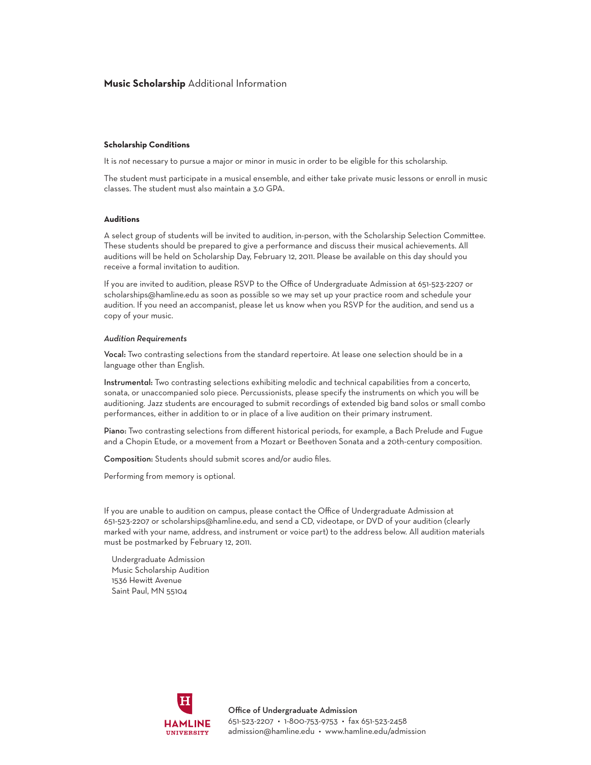# **Music Scholarship** Additional Information

### Scholarship Conditions

It is *not* necessary to pursue a major or minor in music in order to be eligible for this scholarship.

The student must participate in a musical ensemble, and either take private music lessons or enroll in music classes. The student must also maintain a 3.0 GPA.

### Auditions

A select group of students will be invited to audition, in-person, with the Scholarship Selection Committee. These students should be prepared to give a performance and discuss their musical achievements. All auditions will be held on Scholarship Day, February 12, 2011. Please be available on this day should you receive a formal invitation to audition.

If you are invited to audition, please RSVP to the Office of Undergraduate Admission at 651-523-2207 or scholarships@hamline.edu as soon as possible so we may set up your practice room and schedule your audition. If you need an accompanist, please let us know when you RSVP for the audition, and send us a copy of your music.

*Audition Requirements*

**Vocal:** Two contrasting selections from the standard repertoire. At lease one selection should be in a language other than English.

**Instrumental:** Two contrasting selections exhibiting melodic and technical capabilities from a concerto, sonata, or unaccompanied solo piece. Percussionists, please specify the instruments on which you will be auditioning. Jazz students are encouraged to submit recordings of extended big band solos or small combo performances, either in addition to or in place of a live audition on their primary instrument.

**Piano:** Two contrasting selections from different historical periods, for example, a Bach Prelude and Fugue and a Chopin Etude, or a movement from a Mozart or Beethoven Sonata and a 20th-century composition.

**Composition:** Students should submit scores and/or audio files.

Performing from memory is optional.

If you are unable to audition on campus, please contact the Office of Undergraduate Admission at 651-523-2207 or scholarships@hamline.edu, and send a CD, videotape, or DVD of your audition (clearly marked with your name, address, and instrument or voice part) to the address below. All audition materials must be postmarked by February 12, 2011.

Undergraduate Admission
Music Scholarship Audition
1536 Hewitt Avenue
Saint Paul, MN 55104

HAMLINE UNIVERSITY

**Office of Undergraduate Admission**
651-523-2207 • 1-800-753-9753 • fax 651-523-2458
admission@hamline.edu • www.hamline.edu/admission